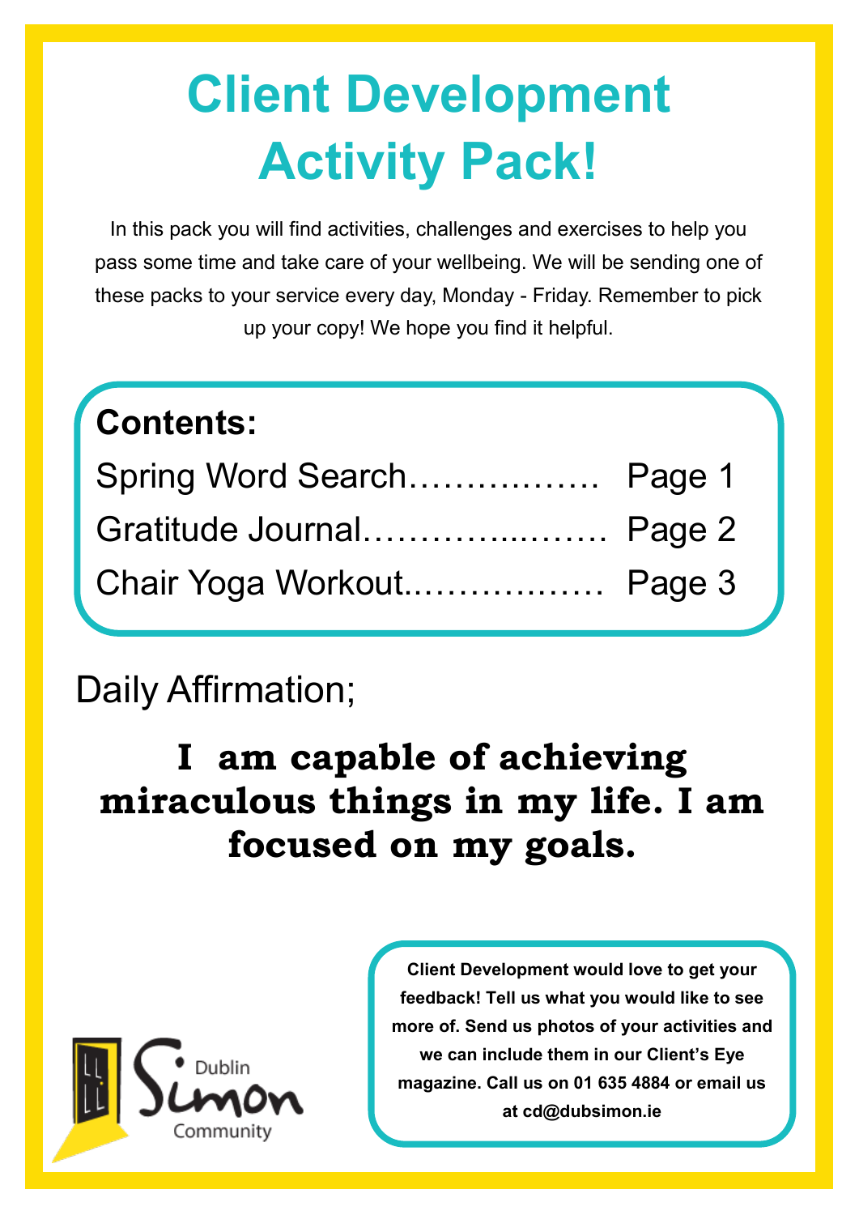# Client Development Activity Pack!

In this pack you will find activities, challenges and exercises to help you pass some time and take care of your wellbeing. We will be sending one of these packs to your service every day, Monday - Friday. Remember to pick up your copy! We hope you find it helpful.

**Contents:**

Spring Word Search……………… Page 1

Gratitude Journal…………..……… Page 2

Chair Yoga Workout.……………… Page 3

Daily Affirmation;

**I am capable of achieving miraculous things in my life. I am focused on my goals.**

Dublin Simon Community

**Client Development would love to get your feedback! Tell us what you would like to see more of. Send us photos of your activities and we can include them in our Client's Eye magazine. Call us on 01 635 4884 or email us at cd@dubsimon.ie**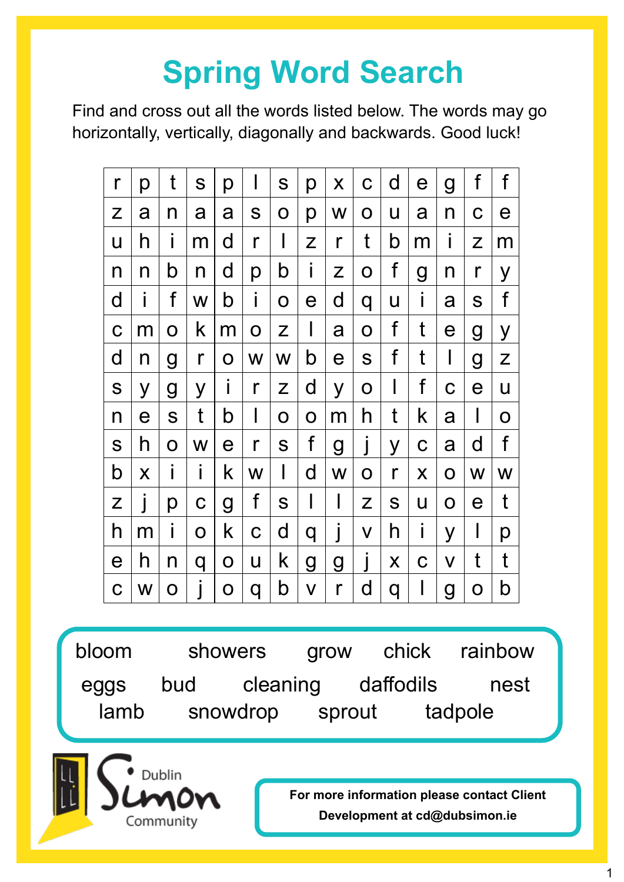# Spring Word Search

Find and cross out all the words listed below. The words may go horizontally, vertically, diagonally and backwards. Good luck!

| | | | | | | | | | | | | | | |
|---|---|---|---|---|---|---|---|---|---|---|---|---|---|---|
| r | p | t | s | p | l | s | p | x | c | d | e | g | f | f |
| z | a | n | a | a | s | o | p | w | o | u | a | n | c | e |
| u | h | i | m | d | r | l | z | r | t | b | m | i | z | m |
| n | n | b | n | d | p | b | i | z | o | f | g | n | r | y |
| d | i | f | w | b | i | o | e | d | q | u | i | a | s | f |
| c | m | o | k | m | o | z | l | a | o | f | t | e | g | y |
| d | n | g | r | o | w | w | b | e | s | f | t | l | g | z |
| s | y | g | y | i | r | z | d | y | o | l | f | c | e | u |
| n | e | s | t | b | l | o | o | m | h | t | k | a | l | o |
| s | h | o | w | e | r | s | f | g | j | y | c | a | d | f |
| b | x | i | i | k | w | l | d | w | o | r | x | o | w | w |
| z | j | p | c | g | f | s | l | l | z | s | u | o | e | t |
| h | m | i | o | k | c | d | q | j | v | h | i | y | l | p |
| e | h | n | q | o | u | k | g | g | j | x | c | v | t | t |
| c | w | o | j | o | q | b | v | r | d | q | l | g | o | b |

bloom showers grow chick rainbow
eggs bud cleaning daffodils nest
lamb snowdrop sprout tadpole

**For more information please contact Client Development at cd@dubsimon.ie**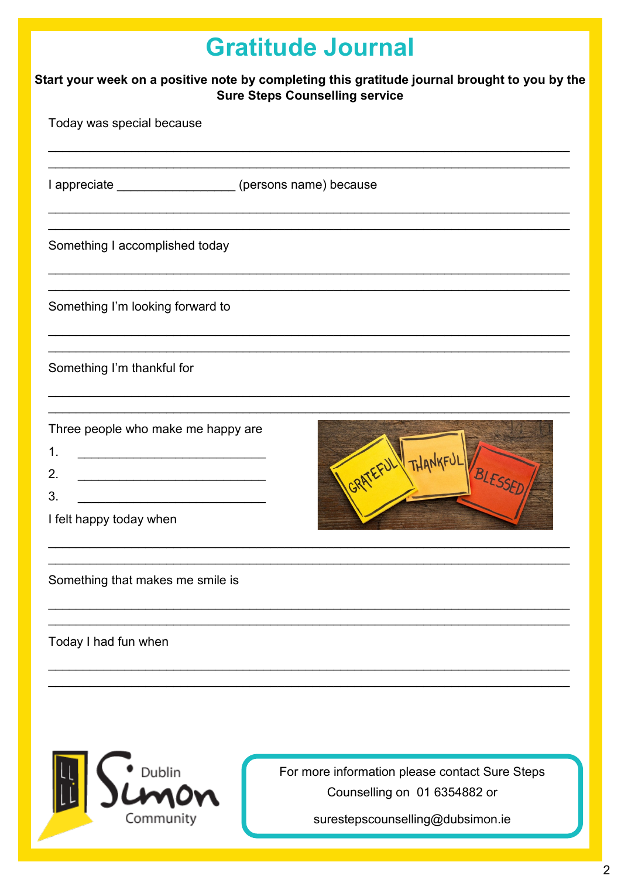# Gratitude Journal

**Start your week on a positive note by completing this gratitude journal brought to you by the Sure Steps Counselling service**

Today was special because

\_\_\_\_\_\_\_\_\_\_\_\_\_\_\_\_\_\_\_\_\_\_\_\_\_\_\_\_\_\_\_\_\_\_\_\_\_\_\_\_\_\_\_\_\_\_\_\_\_\_\_\_\_\_\_\_\_\_\_\_\_\_\_\_\_\_\_\_

\_\_\_\_\_\_\_\_\_\_\_\_\_\_\_\_\_\_\_\_\_\_\_\_\_\_\_\_\_\_\_\_\_\_\_\_\_\_\_\_\_\_\_\_\_\_\_\_\_\_\_\_\_\_\_\_\_\_\_\_\_\_\_\_\_\_\_\_

I appreciate \_\_\_\_\_\_\_\_\_\_\_\_\_\_\_\_\_\_ (persons name) because

\_\_\_\_\_\_\_\_\_\_\_\_\_\_\_\_\_\_\_\_\_\_\_\_\_\_\_\_\_\_\_\_\_\_\_\_\_\_\_\_\_\_\_\_\_\_\_\_\_\_\_\_\_\_\_\_\_\_\_\_\_\_\_\_\_\_\_\_

\_\_\_\_\_\_\_\_\_\_\_\_\_\_\_\_\_\_\_\_\_\_\_\_\_\_\_\_\_\_\_\_\_\_\_\_\_\_\_\_\_\_\_\_\_\_\_\_\_\_\_\_\_\_\_\_\_\_\_\_\_\_\_\_\_\_\_\_

Something I accomplished today

\_\_\_\_\_\_\_\_\_\_\_\_\_\_\_\_\_\_\_\_\_\_\_\_\_\_\_\_\_\_\_\_\_\_\_\_\_\_\_\_\_\_\_\_\_\_\_\_\_\_\_\_\_\_\_\_\_\_\_\_\_\_\_\_\_\_\_\_

\_\_\_\_\_\_\_\_\_\_\_\_\_\_\_\_\_\_\_\_\_\_\_\_\_\_\_\_\_\_\_\_\_\_\_\_\_\_\_\_\_\_\_\_\_\_\_\_\_\_\_\_\_\_\_\_\_\_\_\_\_\_\_\_\_\_\_\_

Something I'm looking forward to

\_\_\_\_\_\_\_\_\_\_\_\_\_\_\_\_\_\_\_\_\_\_\_\_\_\_\_\_\_\_\_\_\_\_\_\_\_\_\_\_\_\_\_\_\_\_\_\_\_\_\_\_\_\_\_\_\_\_\_\_\_\_\_\_\_\_\_\_

\_\_\_\_\_\_\_\_\_\_\_\_\_\_\_\_\_\_\_\_\_\_\_\_\_\_\_\_\_\_\_\_\_\_\_\_\_\_\_\_\_\_\_\_\_\_\_\_\_\_\_\_\_\_\_\_\_\_\_\_\_\_\_\_\_\_\_\_

Something I'm thankful for

\_\_\_\_\_\_\_\_\_\_\_\_\_\_\_\_\_\_\_\_\_\_\_\_\_\_\_\_\_\_\_\_\_\_\_\_\_\_\_\_\_\_\_\_\_\_\_\_\_\_\_\_\_\_\_\_\_\_\_\_\_\_\_\_\_\_\_\_

\_\_\_\_\_\_\_\_\_\_\_\_\_\_\_\_\_\_\_\_\_\_\_\_\_\_\_\_\_\_\_\_\_\_\_\_\_\_\_\_\_\_\_\_\_\_\_\_\_\_\_\_\_\_\_\_\_\_\_\_\_\_\_\_\_\_\_\_

Three people who make me happy are

1. \_\_\_\_\_\_\_\_\_\_\_\_\_\_\_\_\_\_\_\_\_\_\_\_\_\_\_\_
2. \_\_\_\_\_\_\_\_\_\_\_\_\_\_\_\_\_\_\_\_\_\_\_\_\_\_\_\_
3. \_\_\_\_\_\_\_\_\_\_\_\_\_\_\_\_\_\_\_\_\_\_\_\_\_\_\_\_

I felt happy today when

\_\_\_\_\_\_\_\_\_\_\_\_\_\_\_\_\_\_\_\_\_\_\_\_\_\_\_\_\_\_\_\_\_\_\_\_\_\_\_\_\_\_\_\_\_\_\_\_\_\_\_\_\_\_\_\_\_\_\_\_\_\_\_\_\_\_\_\_

\_\_\_\_\_\_\_\_\_\_\_\_\_\_\_\_\_\_\_\_\_\_\_\_\_\_\_\_\_\_\_\_\_\_\_\_\_\_\_\_\_\_\_\_\_\_\_\_\_\_\_\_\_\_\_\_\_\_\_\_\_\_\_\_\_\_\_\_

Something that makes me smile is

\_\_\_\_\_\_\_\_\_\_\_\_\_\_\_\_\_\_\_\_\_\_\_\_\_\_\_\_\_\_\_\_\_\_\_\_\_\_\_\_\_\_\_\_\_\_\_\_\_\_\_\_\_\_\_\_\_\_\_\_\_\_\_\_\_\_\_\_

\_\_\_\_\_\_\_\_\_\_\_\_\_\_\_\_\_\_\_\_\_\_\_\_\_\_\_\_\_\_\_\_\_\_\_\_\_\_\_\_\_\_\_\_\_\_\_\_\_\_\_\_\_\_\_\_\_\_\_\_\_\_\_\_\_\_\_\_

Today I had fun when

\_\_\_\_\_\_\_\_\_\_\_\_\_\_\_\_\_\_\_\_\_\_\_\_\_\_\_\_\_\_\_\_\_\_\_\_\_\_\_\_\_\_\_\_\_\_\_\_\_\_\_\_\_\_\_\_\_\_\_\_\_\_\_\_\_\_\_\_

\_\_\_\_\_\_\_\_\_\_\_\_\_\_\_\_\_\_\_\_\_\_\_\_\_\_\_\_\_\_\_\_\_\_\_\_\_\_\_\_\_\_\_\_\_\_\_\_\_\_\_\_\_\_\_\_\_\_\_\_\_\_\_\_\_\_\_\_

Dublin Simon Community

For more information please contact Sure Steps Counselling on 01 6354882 or surestepscounselling@dubsimon.ie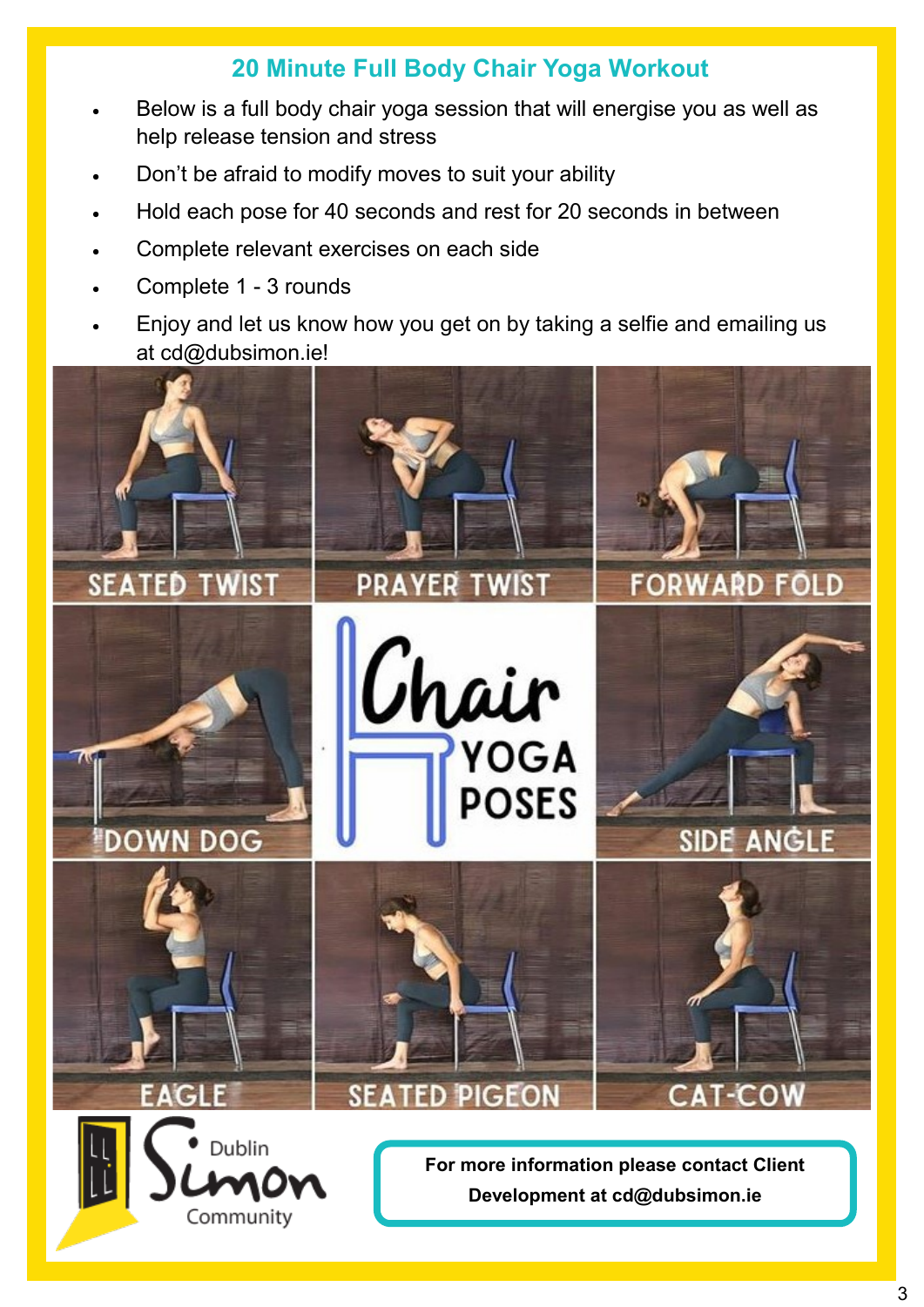## 20 Minute Full Body Chair Yoga Workout

- Below is a full body chair yoga session that will energise you as well as help release tension and stress
- Don't be afraid to modify moves to suit your ability
- Hold each pose for 40 seconds and rest for 20 seconds in between
- Complete relevant exercises on each side
- Complete 1 - 3 rounds
- Enjoy and let us know how you get on by taking a selfie and emailing us at cd@dubsimon.ie!

SEATED TWIST

PRAYER TWIST

FORWARD FOLD

DOWN DOG

Chair YOGA POSES

SIDE ANGLE

EAGLE

SEATED PIGEON

CAT-COW

Dublin Simon Community

**For more information please contact Client Development at cd@dubsimon.ie**